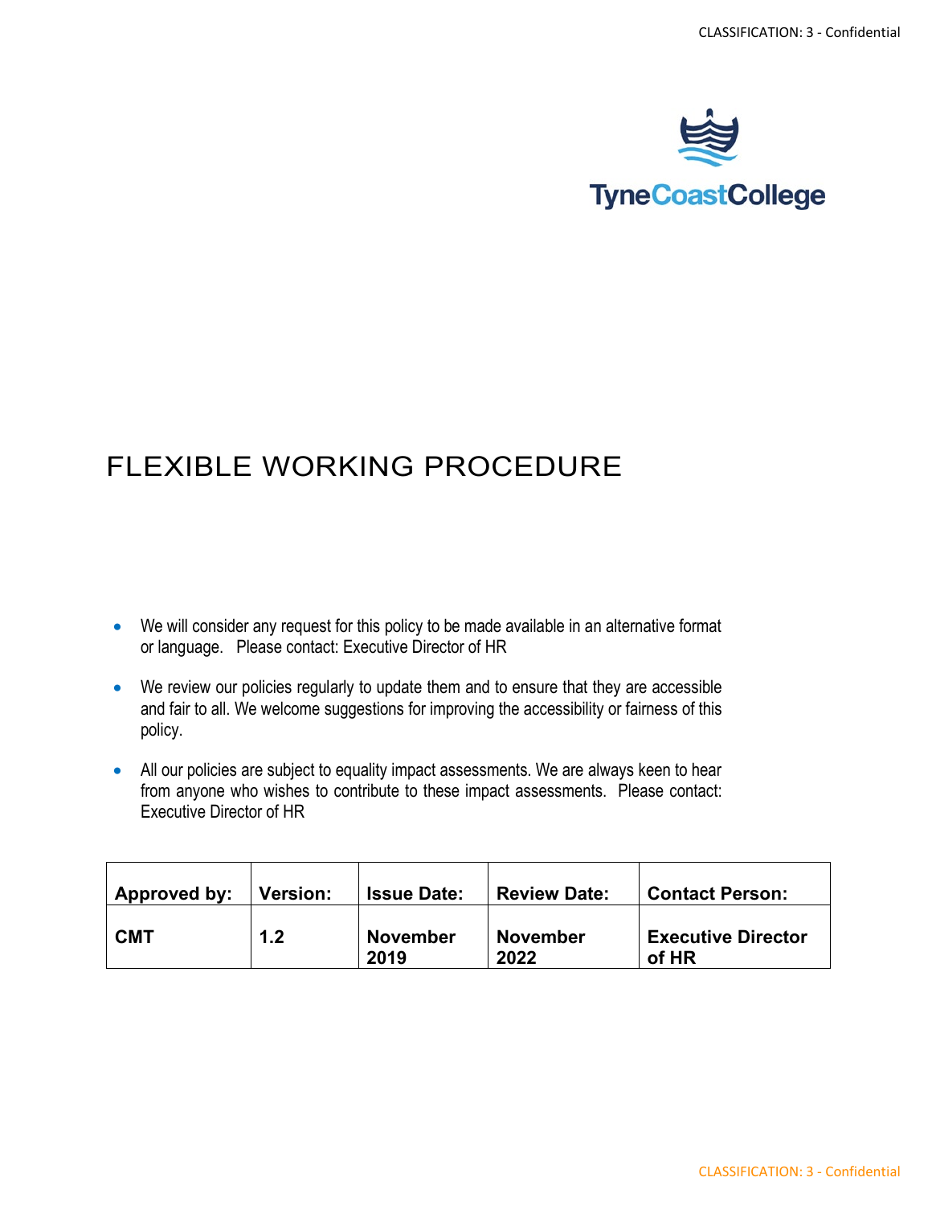Tyne Coast College

# FLEXIBLE WORKING PROCEDURE

- We will consider any request for this policy to be made available in an alternative format or language. Please contact: Executive Director of HR
- We review our policies regularly to update them and to ensure that they are accessible and fair to all. We welcome suggestions for improving the accessibility or fairness of this policy.
- All our policies are subject to equality impact assessments. We are always keen to hear from anyone who wishes to contribute to these impact assessments. Please contact: Executive Director of HR

| **Approved by:** | **Version:** | **Issue Date:** | **Review Date:** | **Contact Person:** |
|---|---|---|---|---|
| **CMT** | **1.2** | **November 2019** | **November 2022** | **Executive Director of HR** |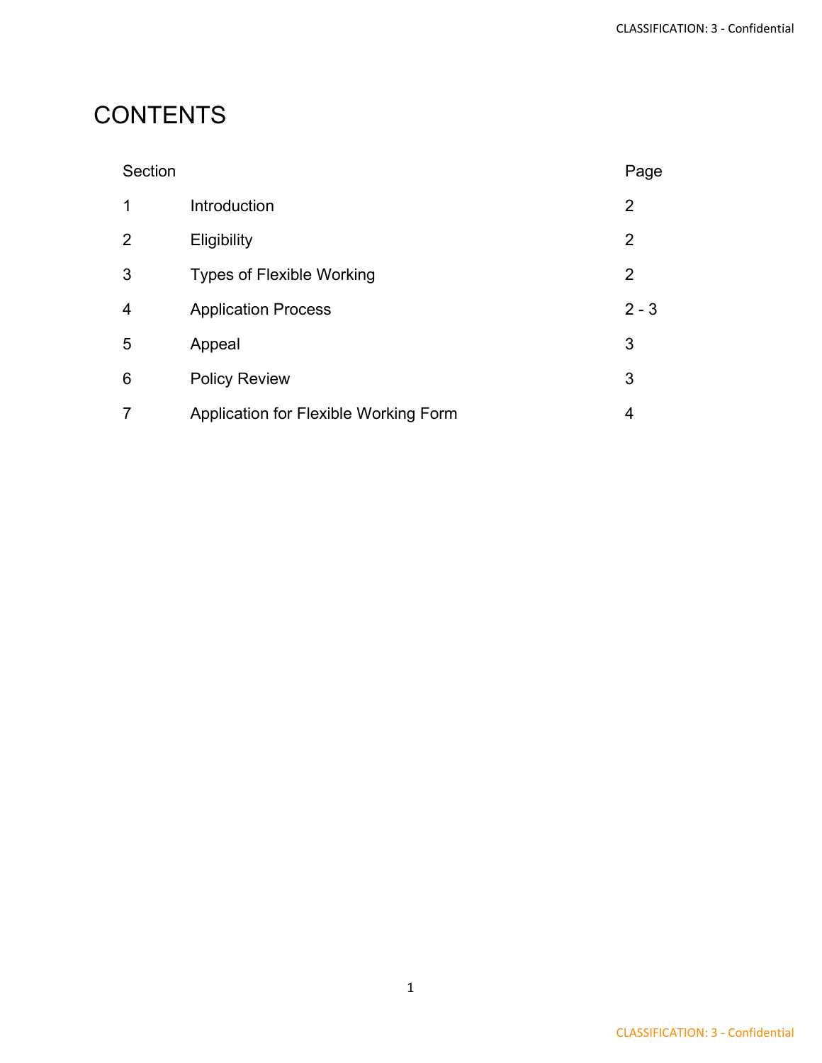# CONTENTS

| Section | | Page |
|---|---|---|
| 1 | Introduction | 2 |
| 2 | Eligibility | 2 |
| 3 | Types of Flexible Working | 2 |
| 4 | Application Process | 2 - 3 |
| 5 | Appeal | 3 |
| 6 | Policy Review | 3 |
| 7 | Application for Flexible Working Form | 4 |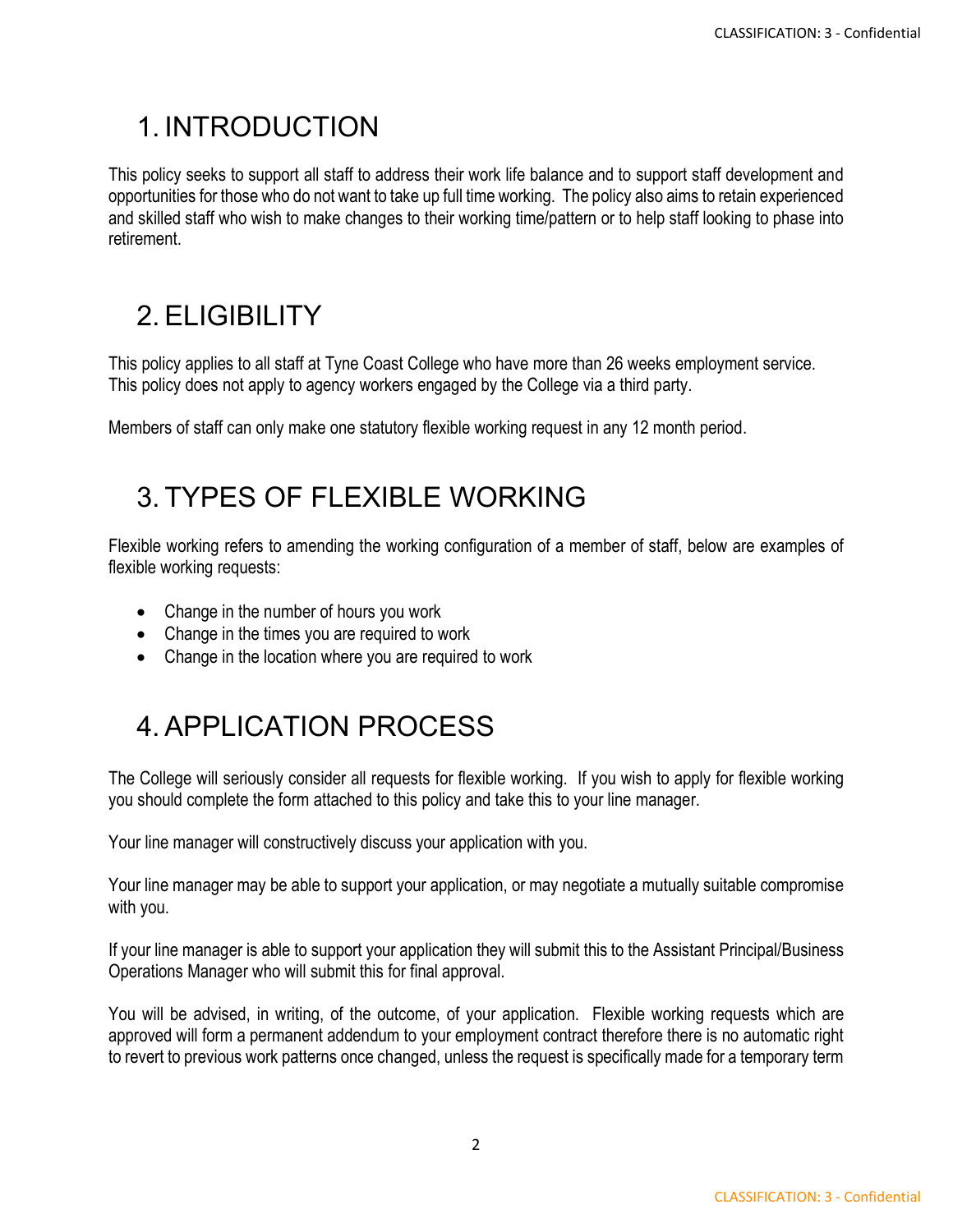# 1. INTRODUCTION

This policy seeks to support all staff to address their work life balance and to support staff development and opportunities for those who do not want to take up full time working. The policy also aims to retain experienced and skilled staff who wish to make changes to their working time/pattern or to help staff looking to phase into retirement.

# 2. ELIGIBILITY

This policy applies to all staff at Tyne Coast College who have more than 26 weeks employment service. This policy does not apply to agency workers engaged by the College via a third party.

Members of staff can only make one statutory flexible working request in any 12 month period.

# 3. TYPES OF FLEXIBLE WORKING

Flexible working refers to amending the working configuration of a member of staff, below are examples of flexible working requests:

- Change in the number of hours you work
- Change in the times you are required to work
- Change in the location where you are required to work

# 4. APPLICATION PROCESS

The College will seriously consider all requests for flexible working. If you wish to apply for flexible working you should complete the form attached to this policy and take this to your line manager.

Your line manager will constructively discuss your application with you.

Your line manager may be able to support your application, or may negotiate a mutually suitable compromise with you.

If your line manager is able to support your application they will submit this to the Assistant Principal/Business Operations Manager who will submit this for final approval.

You will be advised, in writing, of the outcome, of your application. Flexible working requests which are approved will form a permanent addendum to your employment contract therefore there is no automatic right to revert to previous work patterns once changed, unless the request is specifically made for a temporary term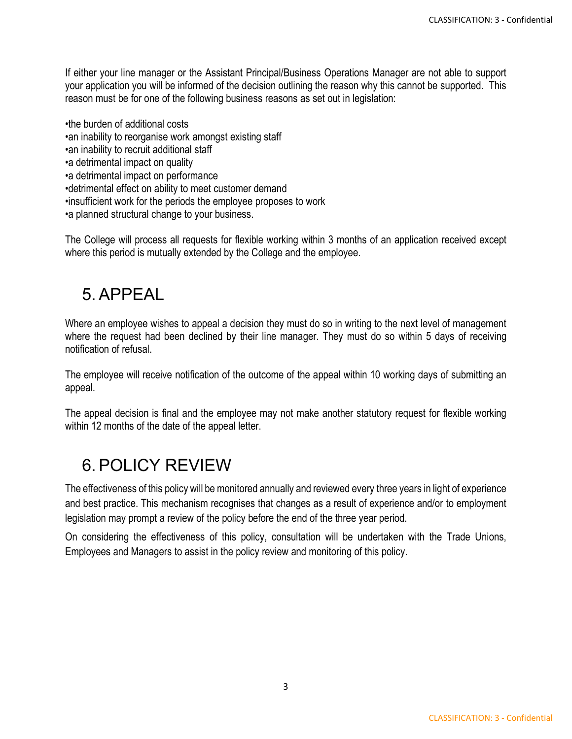If either your line manager or the Assistant Principal/Business Operations Manager are not able to support your application you will be informed of the decision outlining the reason why this cannot be supported. This reason must be for one of the following business reasons as set out in legislation:

•the burden of additional costs
•an inability to reorganise work amongst existing staff
•an inability to recruit additional staff
•a detrimental impact on quality
•a detrimental impact on performance
•detrimental effect on ability to meet customer demand
•insufficient work for the periods the employee proposes to work
•a planned structural change to your business.

The College will process all requests for flexible working within 3 months of an application received except where this period is mutually extended by the College and the employee.

# 5. APPEAL

Where an employee wishes to appeal a decision they must do so in writing to the next level of management where the request had been declined by their line manager. They must do so within 5 days of receiving notification of refusal.

The employee will receive notification of the outcome of the appeal within 10 working days of submitting an appeal.

The appeal decision is final and the employee may not make another statutory request for flexible working within 12 months of the date of the appeal letter.

# 6. POLICY REVIEW

The effectiveness of this policy will be monitored annually and reviewed every three years in light of experience and best practice. This mechanism recognises that changes as a result of experience and/or to employment legislation may prompt a review of the policy before the end of the three year period.

On considering the effectiveness of this policy, consultation will be undertaken with the Trade Unions, Employees and Managers to assist in the policy review and monitoring of this policy.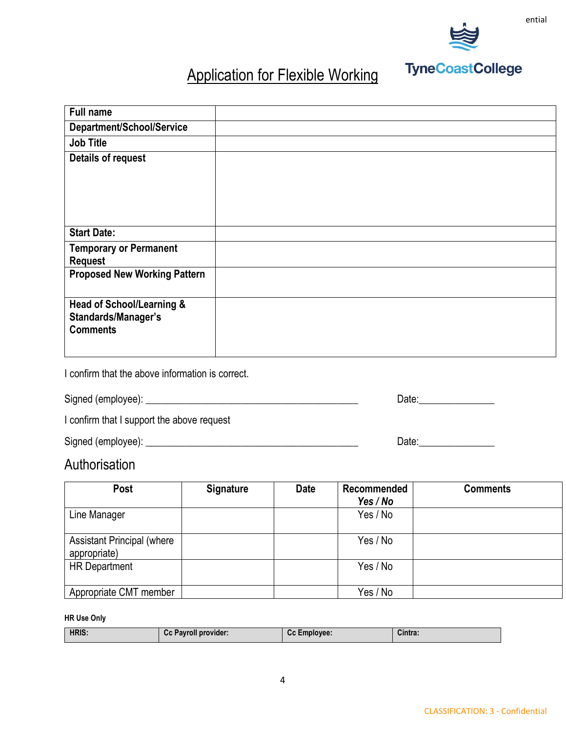# Application for Flexible Working

| | |
|---|---|
| **Full name** | |
| **Department/School/Service** | |
| **Job Title** | |
| **Details of request** | |
| **Start Date:** | |
| **Temporary or Permanent Request** | |
| **Proposed New Working Pattern** | |
| **Head of School/Learning & Standards/Manager's Comments** | |

I confirm that the above information is correct.

Signed (employee): ___________________________________________ Date:_______________

I confirm that I support the above request

Signed (employee): ___________________________________________ Date:_______________

## Authorisation

| Post | Signature | Date | Recommended ***Yes / No*** | Comments |
|---|---|---|---|---|
| Line Manager | | | Yes / No | |
| Assistant Principal (where appropriate) | | | Yes / No | |
| HR Department | | | Yes / No | |
| Appropriate CMT member | | | Yes / No | |

**HR Use Only**

| HRIS: | Cc Payroll provider: | Cc Employee: | Cintra: |
|---|---|---|---|